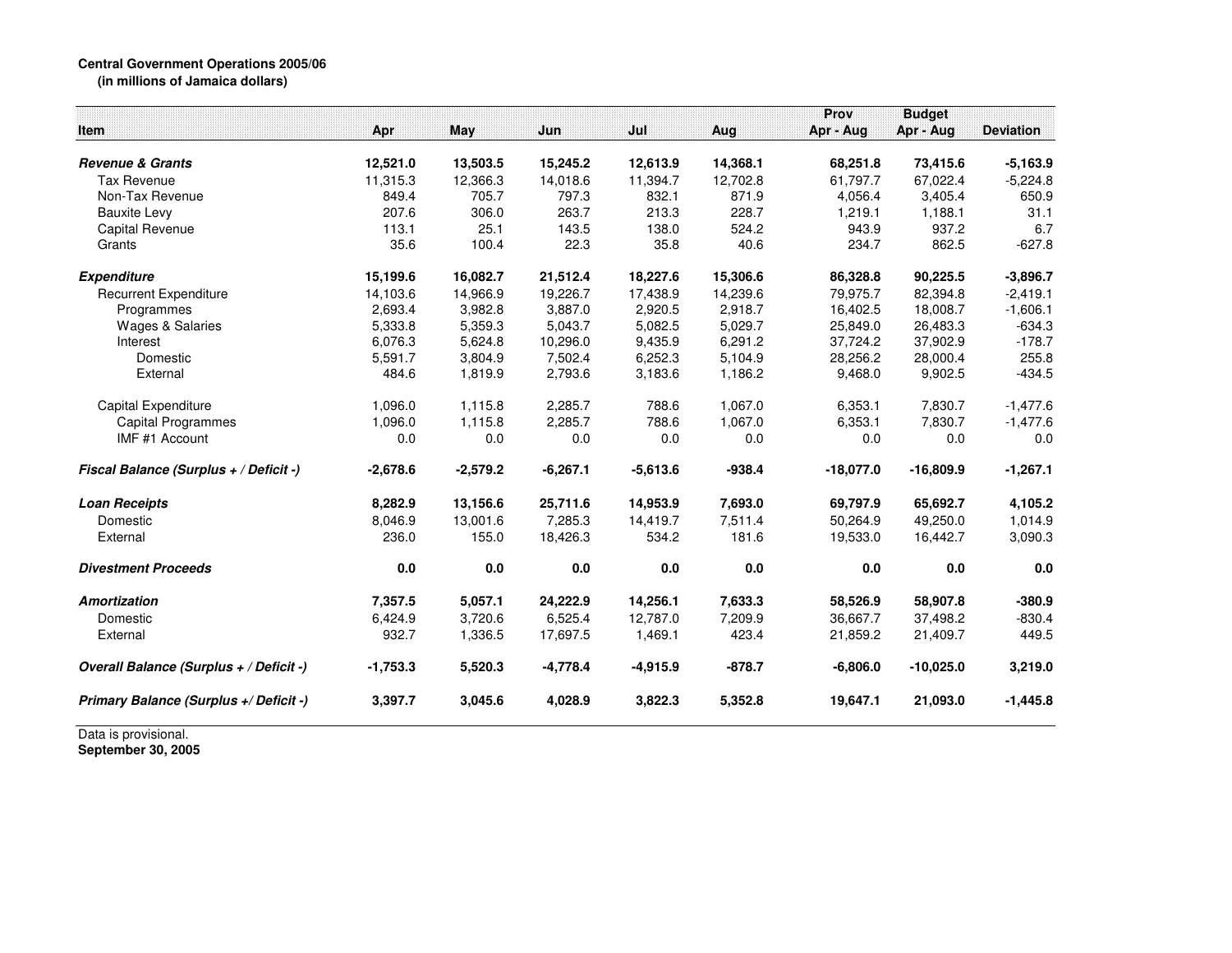**Central Government Operations 2005/06**
**(in millions of Jamaica dollars)**

| Item | Apr | May | Jun | Jul | Aug | Prov Apr - Aug | Budget Apr - Aug | Deviation |
|---|---|---|---|---|---|---|---|---|
| ***Revenue & Grants*** | **12,521.0** | **13,503.5** | **15,245.2** | **12,613.9** | **14,368.1** | **68,251.8** | **73,415.6** | **-5,163.9** |
| Tax Revenue | 11,315.3 | 12,366.3 | 14,018.6 | 11,394.7 | 12,702.8 | 61,797.7 | 67,022.4 | -5,224.8 |
| Non-Tax Revenue | 849.4 | 705.7 | 797.3 | 832.1 | 871.9 | 4,056.4 | 3,405.4 | 650.9 |
| Bauxite Levy | 207.6 | 306.0 | 263.7 | 213.3 | 228.7 | 1,219.1 | 1,188.1 | 31.1 |
| Capital Revenue | 113.1 | 25.1 | 143.5 | 138.0 | 524.2 | 943.9 | 937.2 | 6.7 |
| Grants | 35.6 | 100.4 | 22.3 | 35.8 | 40.6 | 234.7 | 862.5 | -627.8 |
| ***Expenditure*** | **15,199.6** | **16,082.7** | **21,512.4** | **18,227.6** | **15,306.6** | **86,328.8** | **90,225.5** | **-3,896.7** |
| Recurrent Expenditure | 14,103.6 | 14,966.9 | 19,226.7 | 17,438.9 | 14,239.6 | 79,975.7 | 82,394.8 | -2,419.1 |
| Programmes | 2,693.4 | 3,982.8 | 3,887.0 | 2,920.5 | 2,918.7 | 16,402.5 | 18,008.7 | -1,606.1 |
| Wages & Salaries | 5,333.8 | 5,359.3 | 5,043.7 | 5,082.5 | 5,029.7 | 25,849.0 | 26,483.3 | -634.3 |
| Interest | 6,076.3 | 5,624.8 | 10,296.0 | 9,435.9 | 6,291.2 | 37,724.2 | 37,902.9 | -178.7 |
| Domestic | 5,591.7 | 3,804.9 | 7,502.4 | 6,252.3 | 5,104.9 | 28,256.2 | 28,000.4 | 255.8 |
| External | 484.6 | 1,819.9 | 2,793.6 | 3,183.6 | 1,186.2 | 9,468.0 | 9,902.5 | -434.5 |
| Capital Expenditure | 1,096.0 | 1,115.8 | 2,285.7 | 788.6 | 1,067.0 | 6,353.1 | 7,830.7 | -1,477.6 |
| Capital Programmes | 1,096.0 | 1,115.8 | 2,285.7 | 788.6 | 1,067.0 | 6,353.1 | 7,830.7 | -1,477.6 |
| IMF #1 Account | 0.0 | 0.0 | 0.0 | 0.0 | 0.0 | 0.0 | 0.0 | 0.0 |
| ***Fiscal Balance (Surplus + / Deficit -)*** | **-2,678.6** | **-2,579.2** | **-6,267.1** | **-5,613.6** | **-938.4** | **-18,077.0** | **-16,809.9** | **-1,267.1** |
| ***Loan Receipts*** | **8,282.9** | **13,156.6** | **25,711.6** | **14,953.9** | **7,693.0** | **69,797.9** | **65,692.7** | **4,105.2** |
| Domestic | 8,046.9 | 13,001.6 | 7,285.3 | 14,419.7 | 7,511.4 | 50,264.9 | 49,250.0 | 1,014.9 |
| External | 236.0 | 155.0 | 18,426.3 | 534.2 | 181.6 | 19,533.0 | 16,442.7 | 3,090.3 |
| ***Divestment Proceeds*** | **0.0** | **0.0** | **0.0** | **0.0** | **0.0** | **0.0** | **0.0** | **0.0** |
| ***Amortization*** | **7,357.5** | **5,057.1** | **24,222.9** | **14,256.1** | **7,633.3** | **58,526.9** | **58,907.8** | **-380.9** |
| Domestic | 6,424.9 | 3,720.6 | 6,525.4 | 12,787.0 | 7,209.9 | 36,667.7 | 37,498.2 | -830.4 |
| External | 932.7 | 1,336.5 | 17,697.5 | 1,469.1 | 423.4 | 21,859.2 | 21,409.7 | 449.5 |
| ***Overall Balance (Surplus + / Deficit -)*** | **-1,753.3** | **5,520.3** | **-4,778.4** | **-4,915.9** | **-878.7** | **-6,806.0** | **-10,025.0** | **3,219.0** |
| ***Primary Balance (Surplus +/ Deficit -)*** | **3,397.7** | **3,045.6** | **4,028.9** | **3,822.3** | **5,352.8** | **19,647.1** | **21,093.0** | **-1,445.8** |

Data is provisional.
**September 30, 2005**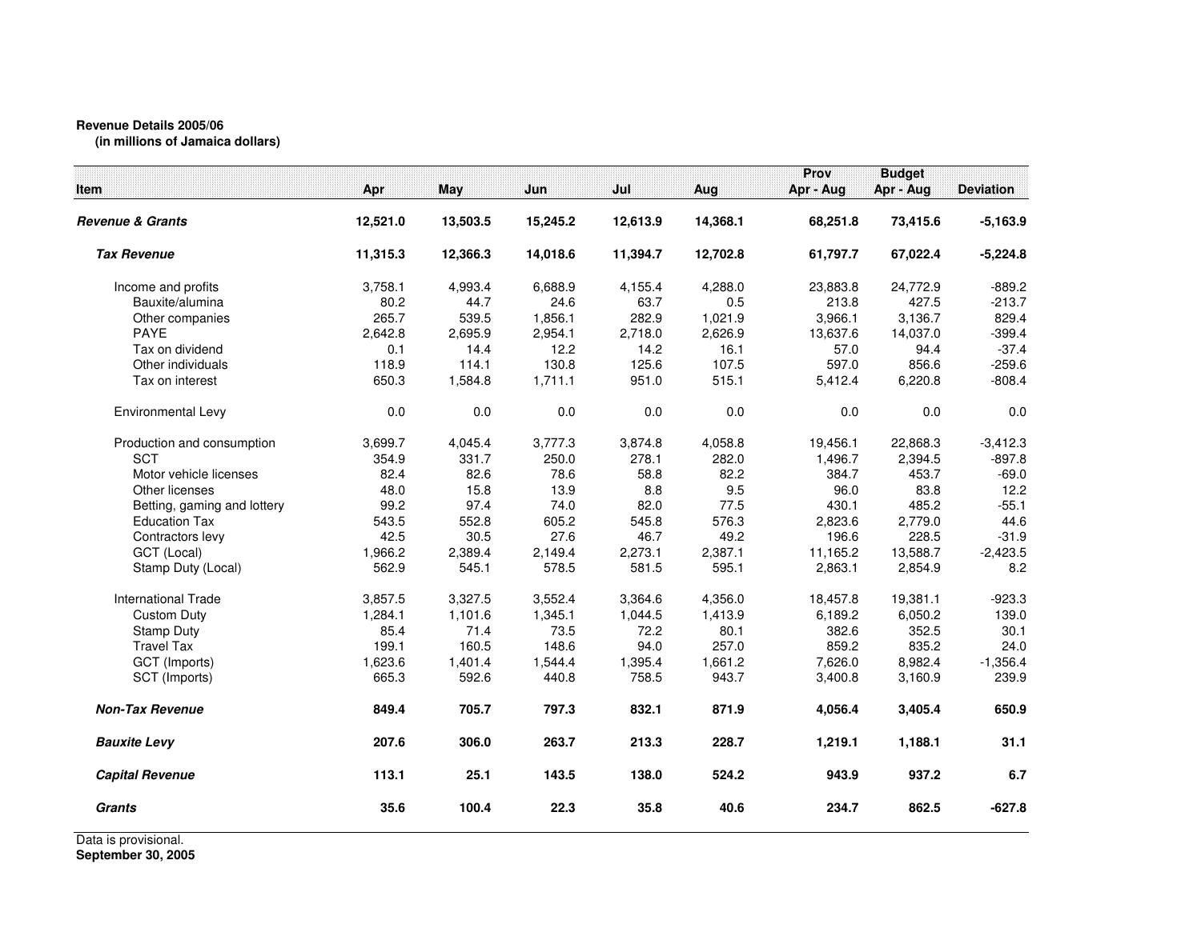**Revenue Details 2005/06**
**(in millions of Jamaica dollars)**

| Item | Apr | May | Jun | Jul | Aug | Prov Apr - Aug | Budget Apr - Aug | Deviation |
|---|---|---|---|---|---|---|---|---|
| ***Revenue & Grants*** | **12,521.0** | **13,503.5** | **15,245.2** | **12,613.9** | **14,368.1** | **68,251.8** | **73,415.6** | **-5,163.9** |
| ***Tax Revenue*** | **11,315.3** | **12,366.3** | **14,018.6** | **11,394.7** | **12,702.8** | **61,797.7** | **67,022.4** | **-5,224.8** |
| Income and profits | 3,758.1 | 4,993.4 | 6,688.9 | 4,155.4 | 4,288.0 | 23,883.8 | 24,772.9 | -889.2 |
| Bauxite/alumina | 80.2 | 44.7 | 24.6 | 63.7 | 0.5 | 213.8 | 427.5 | -213.7 |
| Other companies | 265.7 | 539.5 | 1,856.1 | 282.9 | 1,021.9 | 3,966.1 | 3,136.7 | 829.4 |
| PAYE | 2,642.8 | 2,695.9 | 2,954.1 | 2,718.0 | 2,626.9 | 13,637.6 | 14,037.0 | -399.4 |
| Tax on dividend | 0.1 | 14.4 | 12.2 | 14.2 | 16.1 | 57.0 | 94.4 | -37.4 |
| Other individuals | 118.9 | 114.1 | 130.8 | 125.6 | 107.5 | 597.0 | 856.6 | -259.6 |
| Tax on interest | 650.3 | 1,584.8 | 1,711.1 | 951.0 | 515.1 | 5,412.4 | 6,220.8 | -808.4 |
| Environmental Levy | 0.0 | 0.0 | 0.0 | 0.0 | 0.0 | 0.0 | 0.0 | 0.0 |
| Production and consumption | 3,699.7 | 4,045.4 | 3,777.3 | 3,874.8 | 4,058.8 | 19,456.1 | 22,868.3 | -3,412.3 |
| SCT | 354.9 | 331.7 | 250.0 | 278.1 | 282.0 | 1,496.7 | 2,394.5 | -897.8 |
| Motor vehicle licenses | 82.4 | 82.6 | 78.6 | 58.8 | 82.2 | 384.7 | 453.7 | -69.0 |
| Other licenses | 48.0 | 15.8 | 13.9 | 8.8 | 9.5 | 96.0 | 83.8 | 12.2 |
| Betting, gaming and lottery | 99.2 | 97.4 | 74.0 | 82.0 | 77.5 | 430.1 | 485.2 | -55.1 |
| Education Tax | 543.5 | 552.8 | 605.2 | 545.8 | 576.3 | 2,823.6 | 2,779.0 | 44.6 |
| Contractors levy | 42.5 | 30.5 | 27.6 | 46.7 | 49.2 | 196.6 | 228.5 | -31.9 |
| GCT (Local) | 1,966.2 | 2,389.4 | 2,149.4 | 2,273.1 | 2,387.1 | 11,165.2 | 13,588.7 | -2,423.5 |
| Stamp Duty (Local) | 562.9 | 545.1 | 578.5 | 581.5 | 595.1 | 2,863.1 | 2,854.9 | 8.2 |
| International Trade | 3,857.5 | 3,327.5 | 3,552.4 | 3,364.6 | 4,356.0 | 18,457.8 | 19,381.1 | -923.3 |
| Custom Duty | 1,284.1 | 1,101.6 | 1,345.1 | 1,044.5 | 1,413.9 | 6,189.2 | 6,050.2 | 139.0 |
| Stamp Duty | 85.4 | 71.4 | 73.5 | 72.2 | 80.1 | 382.6 | 352.5 | 30.1 |
| Travel Tax | 199.1 | 160.5 | 148.6 | 94.0 | 257.0 | 859.2 | 835.2 | 24.0 |
| GCT (Imports) | 1,623.6 | 1,401.4 | 1,544.4 | 1,395.4 | 1,661.2 | 7,626.0 | 8,982.4 | -1,356.4 |
| SCT (Imports) | 665.3 | 592.6 | 440.8 | 758.5 | 943.7 | 3,400.8 | 3,160.9 | 239.9 |
| ***Non-Tax Revenue*** | **849.4** | **705.7** | **797.3** | **832.1** | **871.9** | **4,056.4** | **3,405.4** | **650.9** |
| ***Bauxite Levy*** | **207.6** | **306.0** | **263.7** | **213.3** | **228.7** | **1,219.1** | **1,188.1** | **31.1** |
| ***Capital Revenue*** | **113.1** | **25.1** | **143.5** | **138.0** | **524.2** | **943.9** | **937.2** | **6.7** |
| ***Grants*** | **35.6** | **100.4** | **22.3** | **35.8** | **40.6** | **234.7** | **862.5** | **-627.8** |

Data is provisional.
**September 30, 2005**